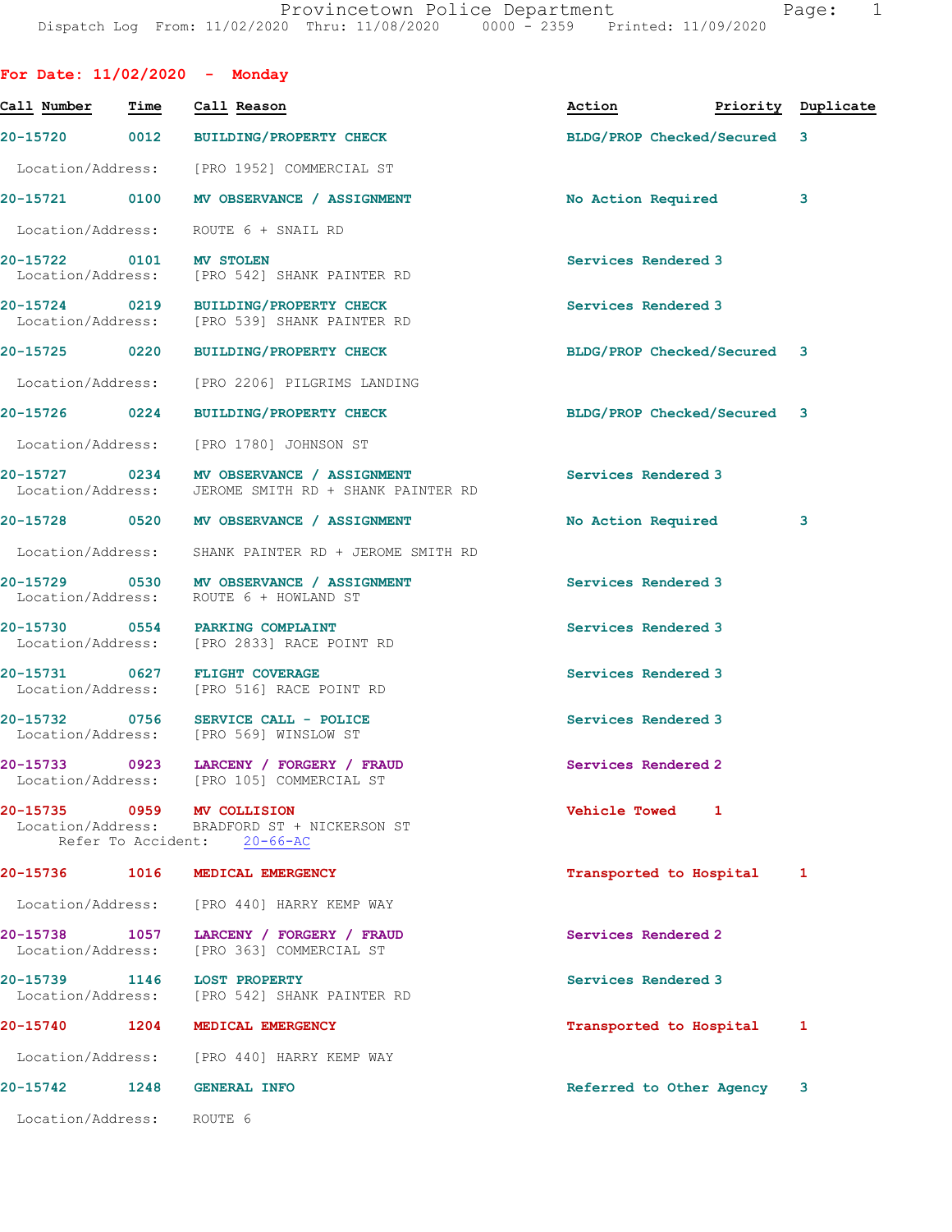Provincetown Police Department
Dispatch Log From: 11/02/2020 Thru: 11/08/2020 0000 - 2359 Printed: 11/09/2020

## For Date: 11/02/2020 - Monday

| Call Number | Time | Call Reason | Action | Priority | Duplicate |
|---|---|---|---|---|---|
| 20-15720 | 0012 | BUILDING/PROPERTY CHECK | BLDG/PROP Checked/Secured | 3 | |
| Location/Address: | | [PRO 1952] COMMERCIAL ST | | | |
| 20-15721 | 0100 | MV OBSERVANCE / ASSIGNMENT | No Action Required | 3 | |
| Location/Address: | | ROUTE 6 + SNAIL RD | | | |
| 20-15722 | 0101 | MV STOLEN | Services Rendered | 3 | |
| Location/Address: | | [PRO 542] SHANK PAINTER RD | | | |
| 20-15724 | 0219 | BUILDING/PROPERTY CHECK | Services Rendered | 3 | |
| Location/Address: | | [PRO 539] SHANK PAINTER RD | | | |
| 20-15725 | 0220 | BUILDING/PROPERTY CHECK | BLDG/PROP Checked/Secured | 3 | |
| Location/Address: | | [PRO 2206] PILGRIMS LANDING | | | |
| 20-15726 | 0224 | BUILDING/PROPERTY CHECK | BLDG/PROP Checked/Secured | 3 | |
| Location/Address: | | [PRO 1780] JOHNSON ST | | | |
| 20-15727 | 0234 | MV OBSERVANCE / ASSIGNMENT | Services Rendered | 3 | |
| Location/Address: | | JEROME SMITH RD + SHANK PAINTER RD | | | |
| 20-15728 | 0520 | MV OBSERVANCE / ASSIGNMENT | No Action Required | 3 | |
| Location/Address: | | SHANK PAINTER RD + JEROME SMITH RD | | | |
| 20-15729 | 0530 | MV OBSERVANCE / ASSIGNMENT | Services Rendered | 3 | |
| Location/Address: | | ROUTE 6 + HOWLAND ST | | | |
| 20-15730 | 0554 | PARKING COMPLAINT | Services Rendered | 3 | |
| Location/Address: | | [PRO 2833] RACE POINT RD | | | |
| 20-15731 | 0627 | FLIGHT COVERAGE | Services Rendered | 3 | |
| Location/Address: | | [PRO 516] RACE POINT RD | | | |
| 20-15732 | 0756 | SERVICE CALL - POLICE | Services Rendered | 3 | |
| Location/Address: | | [PRO 569] WINSLOW ST | | | |
| 20-15733 | 0923 | LARCENY / FORGERY / FRAUD | Services Rendered | 2 | |
| Location/Address: | | [PRO 105] COMMERCIAL ST | | | |
| 20-15735 | 0959 | MV COLLISION | Vehicle Towed | 1 | |
| Location/Address: | | BRADFORD ST + NICKERSON ST | | | |
| Refer To Accident: | | 20-66-AC | | | |
| 20-15736 | 1016 | MEDICAL EMERGENCY | Transported to Hospital | 1 | |
| Location/Address: | | [PRO 440] HARRY KEMP WAY | | | |
| 20-15738 | 1057 | LARCENY / FORGERY / FRAUD | Services Rendered | 2 | |
| Location/Address: | | [PRO 363] COMMERCIAL ST | | | |
| 20-15739 | 1146 | LOST PROPERTY | Services Rendered | 3 | |
| Location/Address: | | [PRO 542] SHANK PAINTER RD | | | |
| 20-15740 | 1204 | MEDICAL EMERGENCY | Transported to Hospital | 1 | |
| Location/Address: | | [PRO 440] HARRY KEMP WAY | | | |
| 20-15742 | 1248 | GENERAL INFO | Referred to Other Agency | 3 | |
| Location/Address: | | ROUTE 6 | | | |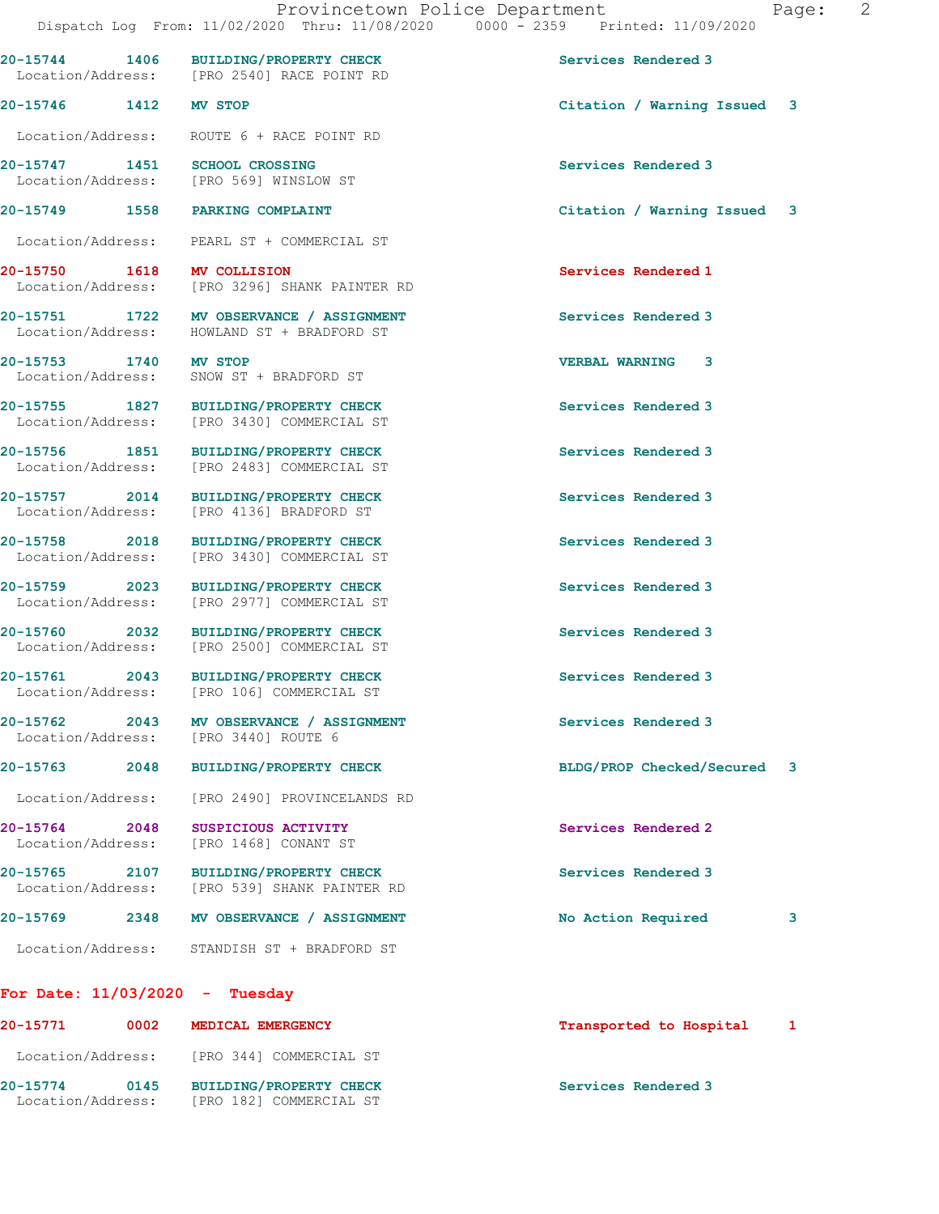| Call # | Time | Call Reason | Action |
|---|---|---|---|
| 20-15744 | 1406 | BUILDING/PROPERTY CHECK | Services Rendered 3 |
| | | Location/Address: [PRO 2540] RACE POINT RD | |
| 20-15746 | 1412 | MV STOP | Citation / Warning Issued 3 |
| | | Location/Address: ROUTE 6 + RACE POINT RD | |
| 20-15747 | 1451 | SCHOOL CROSSING | Services Rendered 3 |
| | | Location/Address: [PRO 569] WINSLOW ST | |
| 20-15749 | 1558 | PARKING COMPLAINT | Citation / Warning Issued 3 |
| | | Location/Address: PEARL ST + COMMERCIAL ST | |
| 20-15750 | 1618 | MV COLLISION | Services Rendered 1 |
| | | Location/Address: [PRO 3296] SHANK PAINTER RD | |
| 20-15751 | 1722 | MV OBSERVANCE / ASSIGNMENT | Services Rendered 3 |
| | | Location/Address: HOWLAND ST + BRADFORD ST | |
| 20-15753 | 1740 | MV STOP | VERBAL WARNING 3 |
| | | Location/Address: SNOW ST + BRADFORD ST | |
| 20-15755 | 1827 | BUILDING/PROPERTY CHECK | Services Rendered 3 |
| | | Location/Address: [PRO 3430] COMMERCIAL ST | |
| 20-15756 | 1851 | BUILDING/PROPERTY CHECK | Services Rendered 3 |
| | | Location/Address: [PRO 2483] COMMERCIAL ST | |
| 20-15757 | 2014 | BUILDING/PROPERTY CHECK | Services Rendered 3 |
| | | Location/Address: [PRO 4136] BRADFORD ST | |
| 20-15758 | 2018 | BUILDING/PROPERTY CHECK | Services Rendered 3 |
| | | Location/Address: [PRO 3430] COMMERCIAL ST | |
| 20-15759 | 2023 | BUILDING/PROPERTY CHECK | Services Rendered 3 |
| | | Location/Address: [PRO 2977] COMMERCIAL ST | |
| 20-15760 | 2032 | BUILDING/PROPERTY CHECK | Services Rendered 3 |
| | | Location/Address: [PRO 2500] COMMERCIAL ST | |
| 20-15761 | 2043 | BUILDING/PROPERTY CHECK | Services Rendered 3 |
| | | Location/Address: [PRO 106] COMMERCIAL ST | |
| 20-15762 | 2043 | MV OBSERVANCE / ASSIGNMENT | Services Rendered 3 |
| | | Location/Address: [PRO 3440] ROUTE 6 | |
| 20-15763 | 2048 | BUILDING/PROPERTY CHECK | BLDG/PROP Checked/Secured 3 |
| | | Location/Address: [PRO 2490] PROVINCELANDS RD | |
| 20-15764 | 2048 | SUSPICIOUS ACTIVITY | Services Rendered 2 |
| | | Location/Address: [PRO 1468] CONANT ST | |
| 20-15765 | 2107 | BUILDING/PROPERTY CHECK | Services Rendered 3 |
| | | Location/Address: [PRO 539] SHANK PAINTER RD | |
| 20-15769 | 2348 | MV OBSERVANCE / ASSIGNMENT | No Action Required 3 |
| | | Location/Address: STANDISH ST + BRADFORD ST | |

**For Date: 11/03/2020 - Tuesday**

| Call # | Time | Call Reason | Action |
|---|---|---|---|
| 20-15771 | 0002 | MEDICAL EMERGENCY | Transported to Hospital 1 |
| | | Location/Address: [PRO 344] COMMERCIAL ST | |
| 20-15774 | 0145 | BUILDING/PROPERTY CHECK | Services Rendered 3 |
| | | Location/Address: [PRO 182] COMMERCIAL ST | |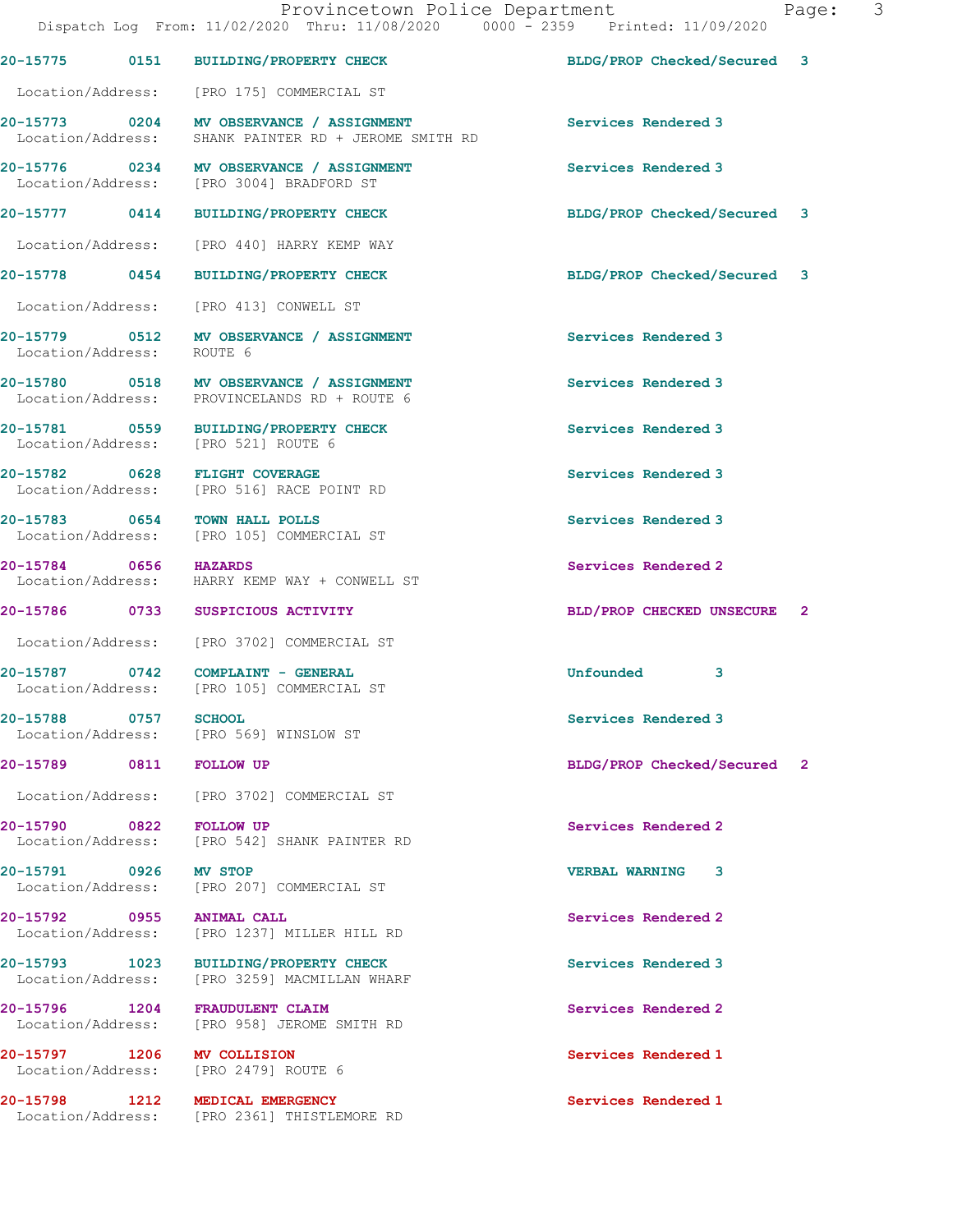| Call Number | Time | Call Reason | Action | Priority |
|---|---|---|---|---|
| 20-15775 | 0151 | BUILDING/PROPERTY CHECK | BLDG/PROP Checked/Secured | 3 |
| Location/Address: | | [PRO 175] COMMERCIAL ST | | |
| 20-15773 | 0204 | MV OBSERVANCE / ASSIGNMENT | Services Rendered | 3 |
| Location/Address: | | SHANK PAINTER RD + JEROME SMITH RD | | |
| 20-15776 | 0234 | MV OBSERVANCE / ASSIGNMENT | Services Rendered | 3 |
| Location/Address: | | [PRO 3004] BRADFORD ST | | |
| 20-15777 | 0414 | BUILDING/PROPERTY CHECK | BLDG/PROP Checked/Secured | 3 |
| Location/Address: | | [PRO 440] HARRY KEMP WAY | | |
| 20-15778 | 0454 | BUILDING/PROPERTY CHECK | BLDG/PROP Checked/Secured | 3 |
| Location/Address: | | [PRO 413] CONWELL ST | | |
| 20-15779 | 0512 | MV OBSERVANCE / ASSIGNMENT | Services Rendered | 3 |
| Location/Address: | | ROUTE 6 | | |
| 20-15780 | 0518 | MV OBSERVANCE / ASSIGNMENT | Services Rendered | 3 |
| Location/Address: | | PROVINCELANDS RD + ROUTE 6 | | |
| 20-15781 | 0559 | BUILDING/PROPERTY CHECK | Services Rendered | 3 |
| Location/Address: | | [PRO 521] ROUTE 6 | | |
| 20-15782 | 0628 | FLIGHT COVERAGE | Services Rendered | 3 |
| Location/Address: | | [PRO 516] RACE POINT RD | | |
| 20-15783 | 0654 | TOWN HALL POLLS | Services Rendered | 3 |
| Location/Address: | | [PRO 105] COMMERCIAL ST | | |
| 20-15784 | 0656 | HAZARDS | Services Rendered | 2 |
| Location/Address: | | HARRY KEMP WAY + CONWELL ST | | |
| 20-15786 | 0733 | SUSPICIOUS ACTIVITY | BLD/PROP CHECKED UNSECURE | 2 |
| Location/Address: | | [PRO 3702] COMMERCIAL ST | | |
| 20-15787 | 0742 | COMPLAINT - GENERAL | Unfounded | 3 |
| Location/Address: | | [PRO 105] COMMERCIAL ST | | |
| 20-15788 | 0757 | SCHOOL | Services Rendered | 3 |
| Location/Address: | | [PRO 569] WINSLOW ST | | |
| 20-15789 | 0811 | FOLLOW UP | BLDG/PROP Checked/Secured | 2 |
| Location/Address: | | [PRO 3702] COMMERCIAL ST | | |
| 20-15790 | 0822 | FOLLOW UP | Services Rendered | 2 |
| Location/Address: | | [PRO 542] SHANK PAINTER RD | | |
| 20-15791 | 0926 | MV STOP | VERBAL WARNING | 3 |
| Location/Address: | | [PRO 207] COMMERCIAL ST | | |
| 20-15792 | 0955 | ANIMAL CALL | Services Rendered | 2 |
| Location/Address: | | [PRO 1237] MILLER HILL RD | | |
| 20-15793 | 1023 | BUILDING/PROPERTY CHECK | Services Rendered | 3 |
| Location/Address: | | [PRO 3259] MACMILLAN WHARF | | |
| 20-15796 | 1204 | FRAUDULENT CLAIM | Services Rendered | 2 |
| Location/Address: | | [PRO 958] JEROME SMITH RD | | |
| 20-15797 | 1206 | MV COLLISION | Services Rendered | 1 |
| Location/Address: | | [PRO 2479] ROUTE 6 | | |
| 20-15798 | 1212 | MEDICAL EMERGENCY | Services Rendered | 1 |
| Location/Address: | | [PRO 2361] THISTLEMORE RD | | |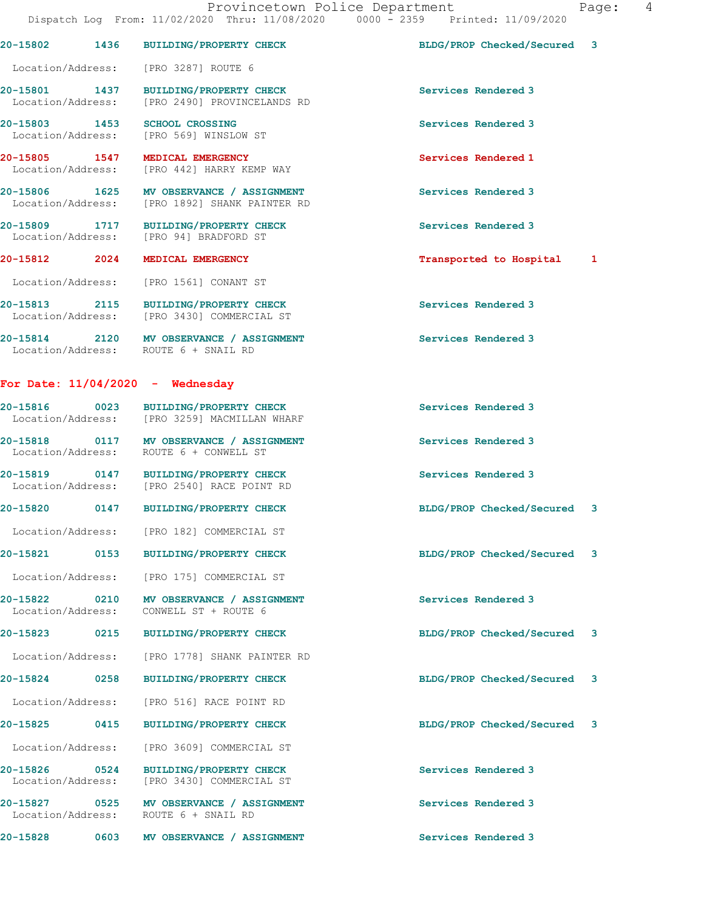20-15802 1436 BUILDING/PROPERTY CHECK BLDG/PROP Checked/Secured 3

Location/Address: [PRO 3287] ROUTE 6

20-15801 1437 BUILDING/PROPERTY CHECK Services Rendered 3
Location/Address: [PRO 2490] PROVINCELANDS RD

20-15803 1453 SCHOOL CROSSING Services Rendered 3
Location/Address: [PRO 569] WINSLOW ST

20-15805 1547 MEDICAL EMERGENCY Services Rendered 1
Location/Address: [PRO 442] HARRY KEMP WAY

20-15806 1625 MV OBSERVANCE / ASSIGNMENT Services Rendered 3
Location/Address: [PRO 1892] SHANK PAINTER RD

20-15809 1717 BUILDING/PROPERTY CHECK Services Rendered 3
Location/Address: [PRO 94] BRADFORD ST

20-15812 2024 MEDICAL EMERGENCY Transported to Hospital 1

Location/Address: [PRO 1561] CONANT ST

20-15813 2115 BUILDING/PROPERTY CHECK Services Rendered 3
Location/Address: [PRO 3430] COMMERCIAL ST

20-15814 2120 MV OBSERVANCE / ASSIGNMENT Services Rendered 3
Location/Address: ROUTE 6 + SNAIL RD

**For Date: 11/04/2020 - Wednesday**

20-15816 0023 BUILDING/PROPERTY CHECK Services Rendered 3
Location/Address: [PRO 3259] MACMILLAN WHARF

20-15818 0117 MV OBSERVANCE / ASSIGNMENT Services Rendered 3
Location/Address: ROUTE 6 + CONWELL ST

20-15819 0147 BUILDING/PROPERTY CHECK Services Rendered 3
Location/Address: [PRO 2540] RACE POINT RD

20-15820 0147 BUILDING/PROPERTY CHECK BLDG/PROP Checked/Secured 3

Location/Address: [PRO 182] COMMERCIAL ST

20-15821 0153 BUILDING/PROPERTY CHECK BLDG/PROP Checked/Secured 3

Location/Address: [PRO 175] COMMERCIAL ST

20-15822 0210 MV OBSERVANCE / ASSIGNMENT Services Rendered 3
Location/Address: CONWELL ST + ROUTE 6

20-15823 0215 BUILDING/PROPERTY CHECK BLDG/PROP Checked/Secured 3

Location/Address: [PRO 1778] SHANK PAINTER RD

20-15824 0258 BUILDING/PROPERTY CHECK BLDG/PROP Checked/Secured 3

Location/Address: [PRO 516] RACE POINT RD

20-15825 0415 BUILDING/PROPERTY CHECK BLDG/PROP Checked/Secured 3

Location/Address: [PRO 3609] COMMERCIAL ST

20-15826 0524 BUILDING/PROPERTY CHECK Services Rendered 3
Location/Address: [PRO 3430] COMMERCIAL ST

20-15827 0525 MV OBSERVANCE / ASSIGNMENT Services Rendered 3
Location/Address: ROUTE 6 + SNAIL RD

20-15828 0603 MV OBSERVANCE / ASSIGNMENT Services Rendered 3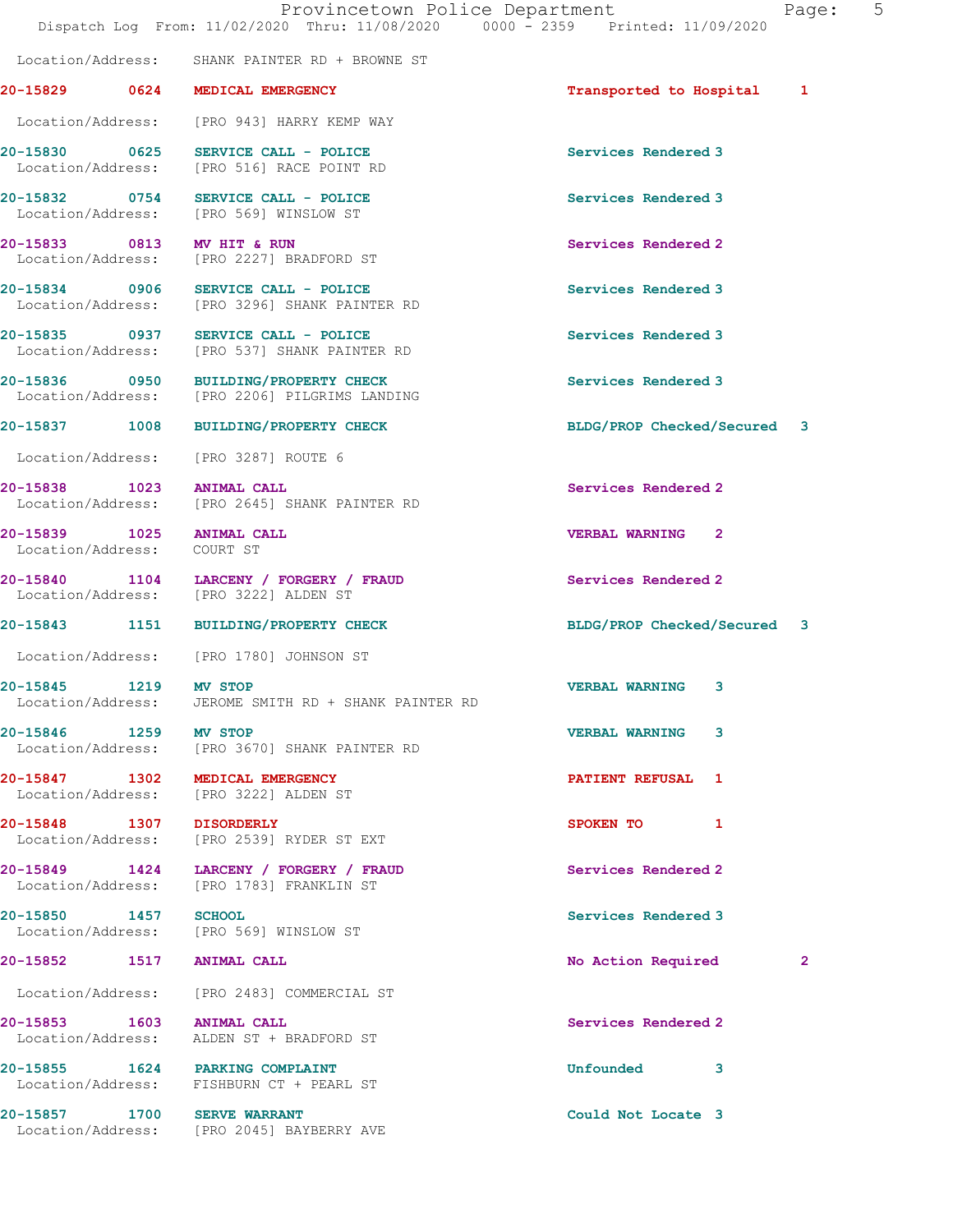Location/Address: SHANK PAINTER RD + BROWNE ST

| Call # | Time | Type | Disposition | Priority |
|---|---|---|---|---|
| 20-15829 | 0624 | MEDICAL EMERGENCY | Transported to Hospital | 1 |

Location/Address: [PRO 943] HARRY KEMP WAY

| Call # | Time | Type | Disposition | Priority |
|---|---|---|---|---|
| 20-15830 | 0625 | SERVICE CALL - POLICE | Services Rendered | 3 |

Location/Address: [PRO 516] RACE POINT RD

| Call # | Time | Type | Disposition | Priority |
|---|---|---|---|---|
| 20-15832 | 0754 | SERVICE CALL - POLICE | Services Rendered | 3 |

Location/Address: [PRO 569] WINSLOW ST

| Call # | Time | Type | Disposition | Priority |
|---|---|---|---|---|
| 20-15833 | 0813 | MV HIT & RUN | Services Rendered | 2 |

Location/Address: [PRO 2227] BRADFORD ST

| Call # | Time | Type | Disposition | Priority |
|---|---|---|---|---|
| 20-15834 | 0906 | SERVICE CALL - POLICE | Services Rendered | 3 |

Location/Address: [PRO 3296] SHANK PAINTER RD

| Call # | Time | Type | Disposition | Priority |
|---|---|---|---|---|
| 20-15835 | 0937 | SERVICE CALL - POLICE | Services Rendered | 3 |

Location/Address: [PRO 537] SHANK PAINTER RD

| Call # | Time | Type | Disposition | Priority |
|---|---|---|---|---|
| 20-15836 | 0950 | BUILDING/PROPERTY CHECK | Services Rendered | 3 |

Location/Address: [PRO 2206] PILGRIMS LANDING

| Call # | Time | Type | Disposition | Priority |
|---|---|---|---|---|
| 20-15837 | 1008 | BUILDING/PROPERTY CHECK | BLDG/PROP Checked/Secured | 3 |

Location/Address: [PRO 3287] ROUTE 6

| Call # | Time | Type | Disposition | Priority |
|---|---|---|---|---|
| 20-15838 | 1023 | ANIMAL CALL | Services Rendered | 2 |

Location/Address: [PRO 2645] SHANK PAINTER RD

| Call # | Time | Type | Disposition | Priority |
|---|---|---|---|---|
| 20-15839 | 1025 | ANIMAL CALL | VERBAL WARNING | 2 |

Location/Address: COURT ST

| Call # | Time | Type | Disposition | Priority |
|---|---|---|---|---|
| 20-15840 | 1104 | LARCENY / FORGERY / FRAUD | Services Rendered | 2 |

Location/Address: [PRO 3222] ALDEN ST

| Call # | Time | Type | Disposition | Priority |
|---|---|---|---|---|
| 20-15843 | 1151 | BUILDING/PROPERTY CHECK | BLDG/PROP Checked/Secured | 3 |

Location/Address: [PRO 1780] JOHNSON ST

| Call # | Time | Type | Disposition | Priority |
|---|---|---|---|---|
| 20-15845 | 1219 | MV STOP | VERBAL WARNING | 3 |

Location/Address: JEROME SMITH RD + SHANK PAINTER RD

| Call # | Time | Type | Disposition | Priority |
|---|---|---|---|---|
| 20-15846 | 1259 | MV STOP | VERBAL WARNING | 3 |

Location/Address: [PRO 3670] SHANK PAINTER RD

| Call # | Time | Type | Disposition | Priority |
|---|---|---|---|---|
| 20-15847 | 1302 | MEDICAL EMERGENCY | PATIENT REFUSAL | 1 |

Location/Address: [PRO 3222] ALDEN ST

| Call # | Time | Type | Disposition | Priority |
|---|---|---|---|---|
| 20-15848 | 1307 | DISORDERLY | SPOKEN TO | 1 |

Location/Address: [PRO 2539] RYDER ST EXT

| Call # | Time | Type | Disposition | Priority |
|---|---|---|---|---|
| 20-15849 | 1424 | LARCENY / FORGERY / FRAUD | Services Rendered | 2 |

Location/Address: [PRO 1783] FRANKLIN ST

| Call # | Time | Type | Disposition | Priority |
|---|---|---|---|---|
| 20-15850 | 1457 | SCHOOL | Services Rendered | 3 |

Location/Address: [PRO 569] WINSLOW ST

| Call # | Time | Type | Disposition | Priority |
|---|---|---|---|---|
| 20-15852 | 1517 | ANIMAL CALL | No Action Required | 2 |

Location/Address: [PRO 2483] COMMERCIAL ST

| Call # | Time | Type | Disposition | Priority |
|---|---|---|---|---|
| 20-15853 | 1603 | ANIMAL CALL | Services Rendered | 2 |

Location/Address: ALDEN ST + BRADFORD ST

| Call # | Time | Type | Disposition | Priority |
|---|---|---|---|---|
| 20-15855 | 1624 | PARKING COMPLAINT | Unfounded | 3 |

Location/Address: FISHBURN CT + PEARL ST

| Call # | Time | Type | Disposition | Priority |
|---|---|---|---|---|
| 20-15857 | 1700 | SERVE WARRANT | Could Not Locate | 3 |

Location/Address: [PRO 2045] BAYBERRY AVE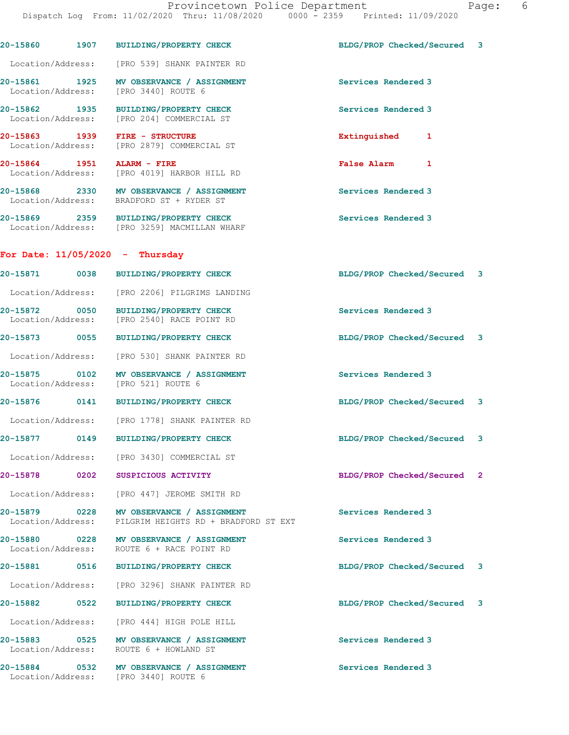| Call # | Time | Call Type | Action | Priority |
|---|---|---|---|---|
| 20-15860 | 1907 | BUILDING/PROPERTY CHECK | BLDG/PROP Checked/Secured | 3 |
| Location/Address: | | [PRO 539] SHANK PAINTER RD | | |
| 20-15861 | 1925 | MV OBSERVANCE / ASSIGNMENT | Services Rendered | 3 |
| Location/Address: | | [PRO 3440] ROUTE 6 | | |
| 20-15862 | 1935 | BUILDING/PROPERTY CHECK | Services Rendered | 3 |
| Location/Address: | | [PRO 204] COMMERCIAL ST | | |
| 20-15863 | 1939 | FIRE - STRUCTURE | Extinguished | 1 |
| Location/Address: | | [PRO 2879] COMMERCIAL ST | | |
| 20-15864 | 1951 | ALARM - FIRE | False Alarm | 1 |
| Location/Address: | | [PRO 4019] HARBOR HILL RD | | |
| 20-15868 | 2330 | MV OBSERVANCE / ASSIGNMENT | Services Rendered | 3 |
| Location/Address: | | BRADFORD ST + RYDER ST | | |
| 20-15869 | 2359 | BUILDING/PROPERTY CHECK | Services Rendered | 3 |
| Location/Address: | | [PRO 3259] MACMILLAN WHARF | | |

**For Date: 11/05/2020 - Thursday**

| Call # | Time | Call Type | Action | Priority |
|---|---|---|---|---|
| 20-15871 | 0038 | BUILDING/PROPERTY CHECK | BLDG/PROP Checked/Secured | 3 |
| Location/Address: | | [PRO 2206] PILGRIMS LANDING | | |
| 20-15872 | 0050 | BUILDING/PROPERTY CHECK | Services Rendered | 3 |
| Location/Address: | | [PRO 2540] RACE POINT RD | | |
| 20-15873 | 0055 | BUILDING/PROPERTY CHECK | BLDG/PROP Checked/Secured | 3 |
| Location/Address: | | [PRO 530] SHANK PAINTER RD | | |
| 20-15875 | 0102 | MV OBSERVANCE / ASSIGNMENT | Services Rendered | 3 |
| Location/Address: | | [PRO 521] ROUTE 6 | | |
| 20-15876 | 0141 | BUILDING/PROPERTY CHECK | BLDG/PROP Checked/Secured | 3 |
| Location/Address: | | [PRO 1778] SHANK PAINTER RD | | |
| 20-15877 | 0149 | BUILDING/PROPERTY CHECK | BLDG/PROP Checked/Secured | 3 |
| Location/Address: | | [PRO 3430] COMMERCIAL ST | | |
| 20-15878 | 0202 | SUSPICIOUS ACTIVITY | BLDG/PROP Checked/Secured | 2 |
| Location/Address: | | [PRO 447] JEROME SMITH RD | | |
| 20-15879 | 0228 | MV OBSERVANCE / ASSIGNMENT | Services Rendered | 3 |
| Location/Address: | | PILGRIM HEIGHTS RD + BRADFORD ST EXT | | |
| 20-15880 | 0228 | MV OBSERVANCE / ASSIGNMENT | Services Rendered | 3 |
| Location/Address: | | ROUTE 6 + RACE POINT RD | | |
| 20-15881 | 0516 | BUILDING/PROPERTY CHECK | BLDG/PROP Checked/Secured | 3 |
| Location/Address: | | [PRO 3296] SHANK PAINTER RD | | |
| 20-15882 | 0522 | BUILDING/PROPERTY CHECK | BLDG/PROP Checked/Secured | 3 |
| Location/Address: | | [PRO 444] HIGH POLE HILL | | |
| 20-15883 | 0525 | MV OBSERVANCE / ASSIGNMENT | Services Rendered | 3 |
| Location/Address: | | ROUTE 6 + HOWLAND ST | | |
| 20-15884 | 0532 | MV OBSERVANCE / ASSIGNMENT | Services Rendered | 3 |
| Location/Address: | | [PRO 3440] ROUTE 6 | | |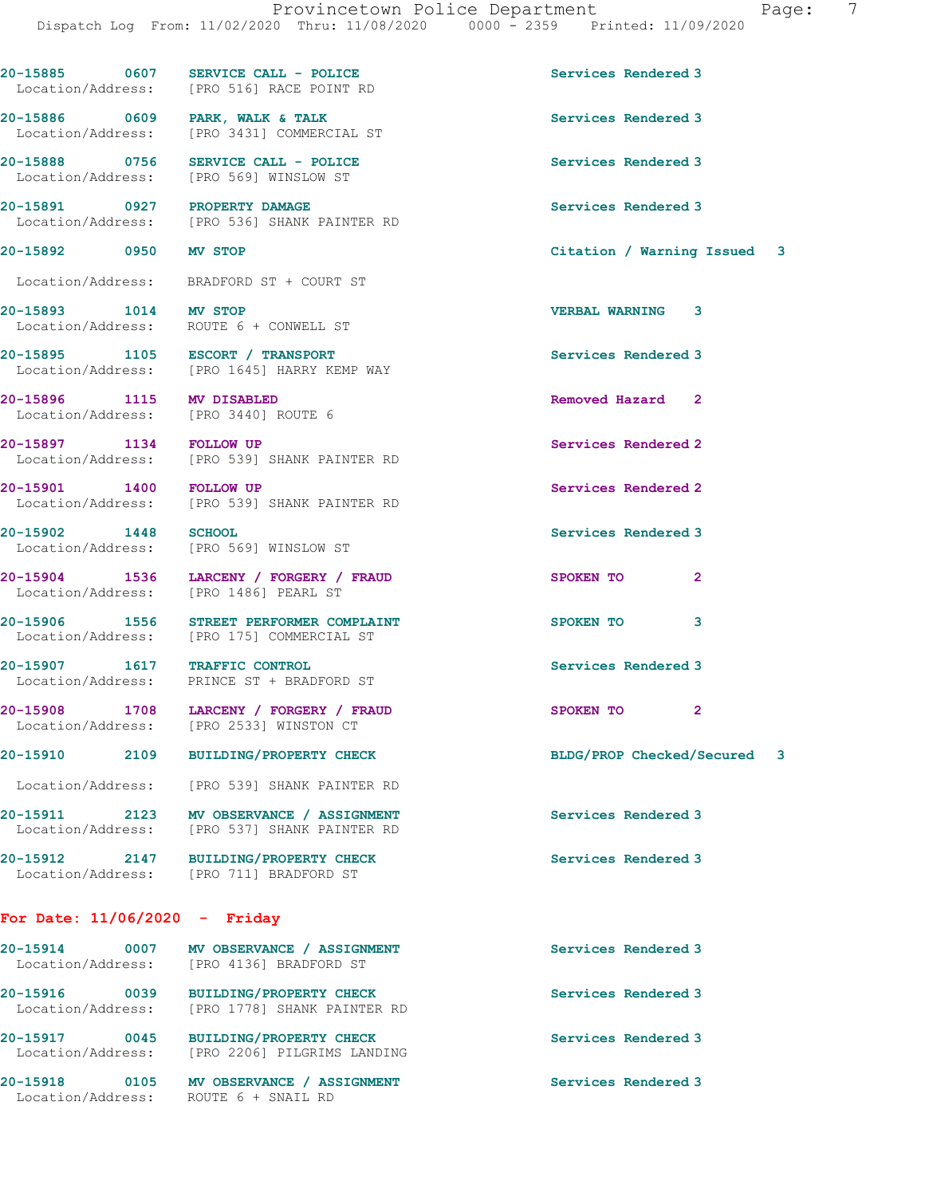| Call # | Time | Call Reason | Action | Priority |
|---|---|---|---|---|
| 20-15885 | 0607 | SERVICE CALL - POLICE | Services Rendered | 3 |
| Location/Address: | | [PRO 516] RACE POINT RD | | |
| 20-15886 | 0609 | PARK, WALK & TALK | Services Rendered | 3 |
| Location/Address: | | [PRO 3431] COMMERCIAL ST | | |
| 20-15888 | 0756 | SERVICE CALL - POLICE | Services Rendered | 3 |
| Location/Address: | | [PRO 569] WINSLOW ST | | |
| 20-15891 | 0927 | PROPERTY DAMAGE | Services Rendered | 3 |
| Location/Address: | | [PRO 536] SHANK PAINTER RD | | |
| 20-15892 | 0950 | MV STOP | Citation / Warning Issued | 3 |
| Location/Address: | | BRADFORD ST + COURT ST | | |
| 20-15893 | 1014 | MV STOP | VERBAL WARNING | 3 |
| Location/Address: | | ROUTE 6 + CONWELL ST | | |
| 20-15895 | 1105 | ESCORT / TRANSPORT | Services Rendered | 3 |
| Location/Address: | | [PRO 1645] HARRY KEMP WAY | | |
| 20-15896 | 1115 | MV DISABLED | Removed Hazard | 2 |
| Location/Address: | | [PRO 3440] ROUTE 6 | | |
| 20-15897 | 1134 | FOLLOW UP | Services Rendered | 2 |
| Location/Address: | | [PRO 539] SHANK PAINTER RD | | |
| 20-15901 | 1400 | FOLLOW UP | Services Rendered | 2 |
| Location/Address: | | [PRO 539] SHANK PAINTER RD | | |
| 20-15902 | 1448 | SCHOOL | Services Rendered | 3 |
| Location/Address: | | [PRO 569] WINSLOW ST | | |
| 20-15904 | 1536 | LARCENY / FORGERY / FRAUD | SPOKEN TO | 2 |
| Location/Address: | | [PRO 1486] PEARL ST | | |
| 20-15906 | 1556 | STREET PERFORMER COMPLAINT | SPOKEN TO | 3 |
| Location/Address: | | [PRO 175] COMMERCIAL ST | | |
| 20-15907 | 1617 | TRAFFIC CONTROL | Services Rendered | 3 |
| Location/Address: | | PRINCE ST + BRADFORD ST | | |
| 20-15908 | 1708 | LARCENY / FORGERY / FRAUD | SPOKEN TO | 2 |
| Location/Address: | | [PRO 2533] WINSTON CT | | |
| 20-15910 | 2109 | BUILDING/PROPERTY CHECK | BLDG/PROP Checked/Secured | 3 |
| Location/Address: | | [PRO 539] SHANK PAINTER RD | | |
| 20-15911 | 2123 | MV OBSERVANCE / ASSIGNMENT | Services Rendered | 3 |
| Location/Address: | | [PRO 537] SHANK PAINTER RD | | |
| 20-15912 | 2147 | BUILDING/PROPERTY CHECK | Services Rendered | 3 |
| Location/Address: | | [PRO 711] BRADFORD ST | | |

## For Date: 11/06/2020 - Friday

| Call # | Time | Call Reason | Action | Priority |
|---|---|---|---|---|
| 20-15914 | 0007 | MV OBSERVANCE / ASSIGNMENT | Services Rendered | 3 |
| Location/Address: | | [PRO 4136] BRADFORD ST | | |
| 20-15916 | 0039 | BUILDING/PROPERTY CHECK | Services Rendered | 3 |
| Location/Address: | | [PRO 1778] SHANK PAINTER RD | | |
| 20-15917 | 0045 | BUILDING/PROPERTY CHECK | Services Rendered | 3 |
| Location/Address: | | [PRO 2206] PILGRIMS LANDING | | |
| 20-15918 | 0105 | MV OBSERVANCE / ASSIGNMENT | Services Rendered | 3 |
| Location/Address: | | ROUTE 6 + SNAIL RD | | |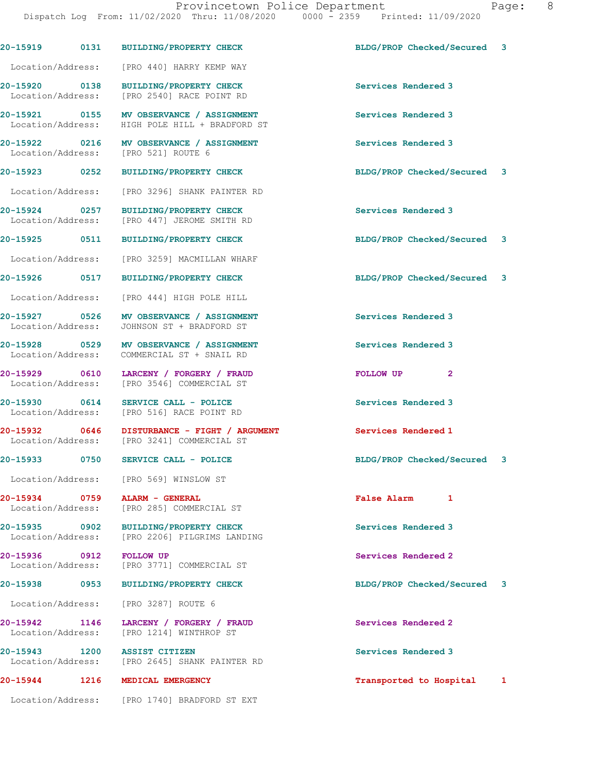| Call # | Time | Call Type | Disposition | Priority |
|---|---|---|---|---|
| 20-15919 | 0131 | BUILDING/PROPERTY CHECK | BLDG/PROP Checked/Secured | 3 |
| | | Location/Address: [PRO 440] HARRY KEMP WAY | | |
| 20-15920 | 0138 | BUILDING/PROPERTY CHECK | Services Rendered | 3 |
| | | Location/Address: [PRO 2540] RACE POINT RD | | |
| 20-15921 | 0155 | MV OBSERVANCE / ASSIGNMENT | Services Rendered | 3 |
| | | Location/Address: HIGH POLE HILL + BRADFORD ST | | |
| 20-15922 | 0216 | MV OBSERVANCE / ASSIGNMENT | Services Rendered | 3 |
| | | Location/Address: [PRO 521] ROUTE 6 | | |
| 20-15923 | 0252 | BUILDING/PROPERTY CHECK | BLDG/PROP Checked/Secured | 3 |
| | | Location/Address: [PRO 3296] SHANK PAINTER RD | | |
| 20-15924 | 0257 | BUILDING/PROPERTY CHECK | Services Rendered | 3 |
| | | Location/Address: [PRO 447] JEROME SMITH RD | | |
| 20-15925 | 0511 | BUILDING/PROPERTY CHECK | BLDG/PROP Checked/Secured | 3 |
| | | Location/Address: [PRO 3259] MACMILLAN WHARF | | |
| 20-15926 | 0517 | BUILDING/PROPERTY CHECK | BLDG/PROP Checked/Secured | 3 |
| | | Location/Address: [PRO 444] HIGH POLE HILL | | |
| 20-15927 | 0526 | MV OBSERVANCE / ASSIGNMENT | Services Rendered | 3 |
| | | Location/Address: JOHNSON ST + BRADFORD ST | | |
| 20-15928 | 0529 | MV OBSERVANCE / ASSIGNMENT | Services Rendered | 3 |
| | | Location/Address: COMMERCIAL ST + SNAIL RD | | |
| 20-15929 | 0610 | LARCENY / FORGERY / FRAUD | FOLLOW UP | 2 |
| | | Location/Address: [PRO 3546] COMMERCIAL ST | | |
| 20-15930 | 0614 | SERVICE CALL - POLICE | Services Rendered | 3 |
| | | Location/Address: [PRO 516] RACE POINT RD | | |
| 20-15932 | 0646 | DISTURBANCE - FIGHT / ARGUMENT | Services Rendered | 1 |
| | | Location/Address: [PRO 3241] COMMERCIAL ST | | |
| 20-15933 | 0750 | SERVICE CALL - POLICE | BLDG/PROP Checked/Secured | 3 |
| | | Location/Address: [PRO 569] WINSLOW ST | | |
| 20-15934 | 0759 | ALARM - GENERAL | False Alarm | 1 |
| | | Location/Address: [PRO 285] COMMERCIAL ST | | |
| 20-15935 | 0902 | BUILDING/PROPERTY CHECK | Services Rendered | 3 |
| | | Location/Address: [PRO 2206] PILGRIMS LANDING | | |
| 20-15936 | 0912 | FOLLOW UP | Services Rendered | 2 |
| | | Location/Address: [PRO 3771] COMMERCIAL ST | | |
| 20-15938 | 0953 | BUILDING/PROPERTY CHECK | BLDG/PROP Checked/Secured | 3 |
| | | Location/Address: [PRO 3287] ROUTE 6 | | |
| 20-15942 | 1146 | LARCENY / FORGERY / FRAUD | Services Rendered | 2 |
| | | Location/Address: [PRO 1214] WINTHROP ST | | |
| 20-15943 | 1200 | ASSIST CITIZEN | Services Rendered | 3 |
| | | Location/Address: [PRO 2645] SHANK PAINTER RD | | |
| 20-15944 | 1216 | MEDICAL EMERGENCY | Transported to Hospital | 1 |
| | | Location/Address: [PRO 1740] BRADFORD ST EXT | | |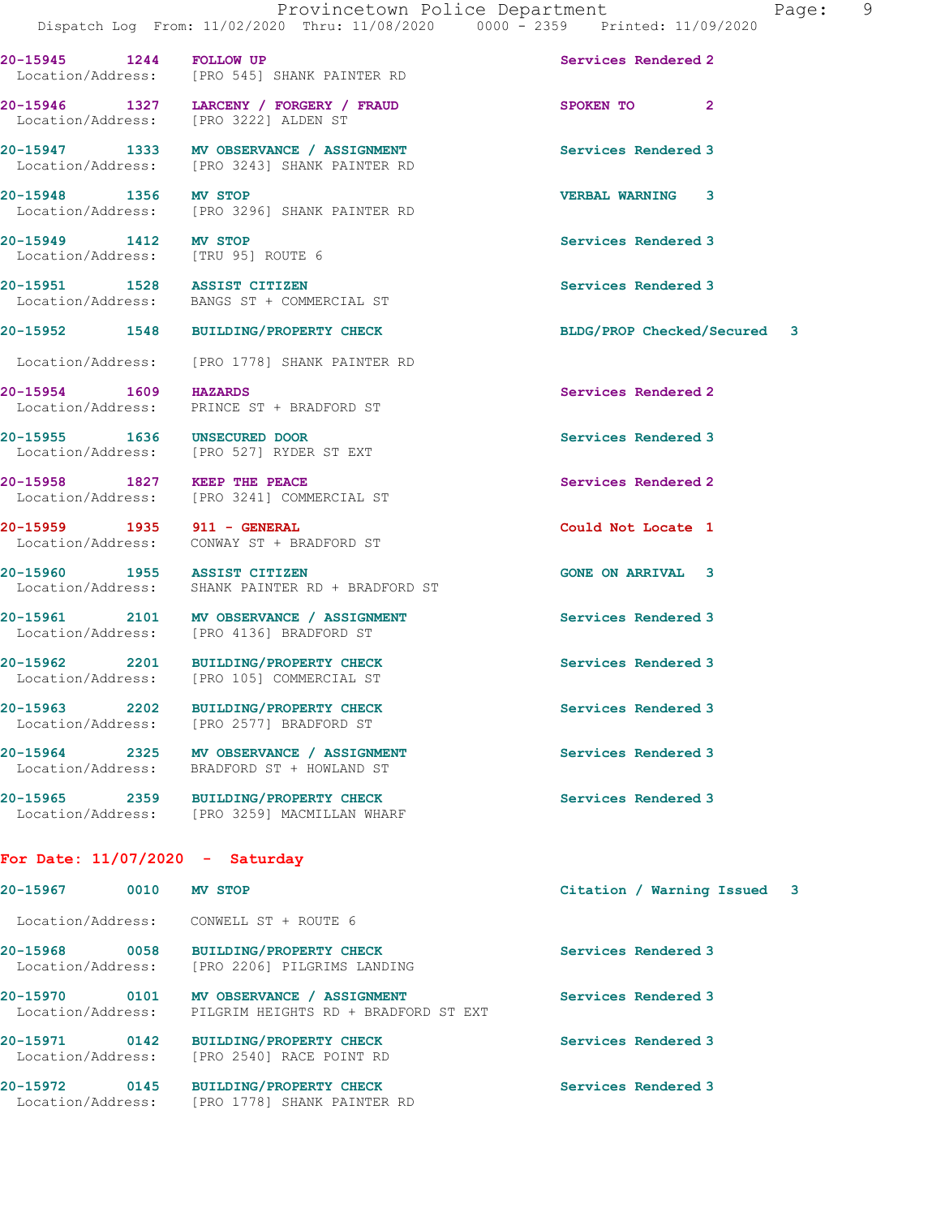20-15945 1244 **FOLLOW UP** Services Rendered 2
Location/Address: [PRO 545] SHANK PAINTER RD

20-15946 1327 **LARCENY / FORGERY / FRAUD** SPOKEN TO 2
Location/Address: [PRO 3222] ALDEN ST

20-15947 1333 **MV OBSERVANCE / ASSIGNMENT** Services Rendered 3
Location/Address: [PRO 3243] SHANK PAINTER RD

20-15948 1356 **MV STOP** VERBAL WARNING 3
Location/Address: [PRO 3296] SHANK PAINTER RD

20-15949 1412 **MV STOP** Services Rendered 3
Location/Address: [TRU 95] ROUTE 6

20-15951 1528 **ASSIST CITIZEN** Services Rendered 3
Location/Address: BANGS ST + COMMERCIAL ST

20-15952 1548 **BUILDING/PROPERTY CHECK** BLDG/PROP Checked/Secured 3
Location/Address: [PRO 1778] SHANK PAINTER RD

20-15954 1609 **HAZARDS** Services Rendered 2
Location/Address: PRINCE ST + BRADFORD ST

20-15955 1636 **UNSECURED DOOR** Services Rendered 3
Location/Address: [PRO 527] RYDER ST EXT

20-15958 1827 **KEEP THE PEACE** Services Rendered 2
Location/Address: [PRO 3241] COMMERCIAL ST

20-15959 1935 **911 - GENERAL** Could Not Locate 1
Location/Address: CONWAY ST + BRADFORD ST

20-15960 1955 **ASSIST CITIZEN** GONE ON ARRIVAL 3
Location/Address: SHANK PAINTER RD + BRADFORD ST

20-15961 2101 **MV OBSERVANCE / ASSIGNMENT** Services Rendered 3
Location/Address: [PRO 4136] BRADFORD ST

20-15962 2201 **BUILDING/PROPERTY CHECK** Services Rendered 3
Location/Address: [PRO 105] COMMERCIAL ST

20-15963 2202 **BUILDING/PROPERTY CHECK** Services Rendered 3
Location/Address: [PRO 2577] BRADFORD ST

20-15964 2325 **MV OBSERVANCE / ASSIGNMENT** Services Rendered 3
Location/Address: BRADFORD ST + HOWLAND ST

20-15965 2359 **BUILDING/PROPERTY CHECK** Services Rendered 3
Location/Address: [PRO 3259] MACMILLAN WHARF

## For Date: 11/07/2020 - Saturday

20-15967 0010 **MV STOP** Citation / Warning Issued 3
Location/Address: CONWELL ST + ROUTE 6

20-15968 0058 **BUILDING/PROPERTY CHECK** Services Rendered 3
Location/Address: [PRO 2206] PILGRIMS LANDING

20-15970 0101 **MV OBSERVANCE / ASSIGNMENT** Services Rendered 3
Location/Address: PILGRIM HEIGHTS RD + BRADFORD ST EXT

20-15971 0142 **BUILDING/PROPERTY CHECK** Services Rendered 3
Location/Address: [PRO 2540] RACE POINT RD

20-15972 0145 **BUILDING/PROPERTY CHECK** Services Rendered 3
Location/Address: [PRO 1778] SHANK PAINTER RD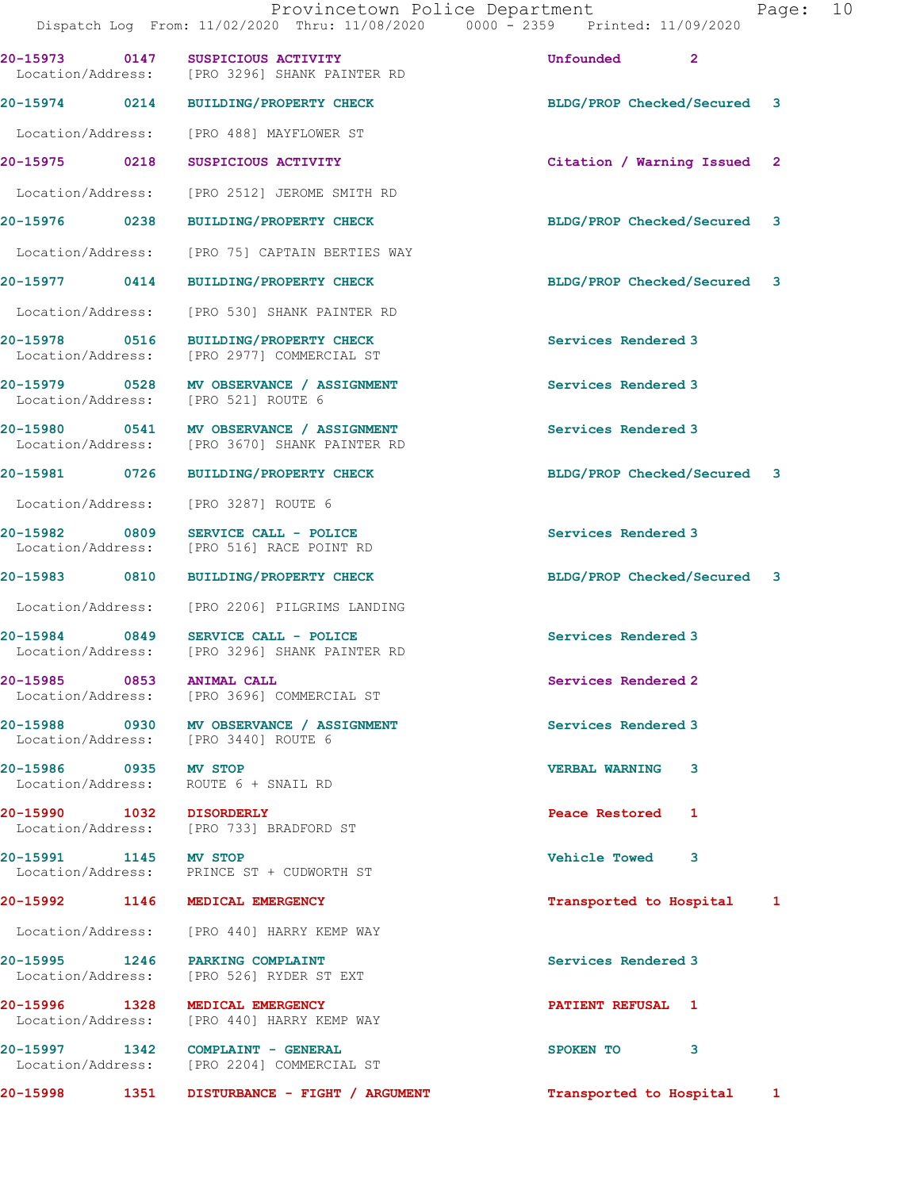**20-15973** 0147 **SUSPICIOUS ACTIVITY** Unfounded 2
Location/Address: [PRO 3296] SHANK PAINTER RD

**20-15974** 0214 **BUILDING/PROPERTY CHECK** BLDG/PROP Checked/Secured 3
Location/Address: [PRO 488] MAYFLOWER ST

**20-15975** 0218 **SUSPICIOUS ACTIVITY** Citation / Warning Issued 2
Location/Address: [PRO 2512] JEROME SMITH RD

**20-15976** 0238 **BUILDING/PROPERTY CHECK** BLDG/PROP Checked/Secured 3
Location/Address: [PRO 75] CAPTAIN BERTIES WAY

**20-15977** 0414 **BUILDING/PROPERTY CHECK** BLDG/PROP Checked/Secured 3
Location/Address: [PRO 530] SHANK PAINTER RD

**20-15978** 0516 **BUILDING/PROPERTY CHECK** Services Rendered 3
Location/Address: [PRO 2977] COMMERCIAL ST

**20-15979** 0528 **MV OBSERVANCE / ASSIGNMENT** Services Rendered 3
Location/Address: [PRO 521] ROUTE 6

**20-15980** 0541 **MV OBSERVANCE / ASSIGNMENT** Services Rendered 3
Location/Address: [PRO 3670] SHANK PAINTER RD

**20-15981** 0726 **BUILDING/PROPERTY CHECK** BLDG/PROP Checked/Secured 3
Location/Address: [PRO 3287] ROUTE 6

**20-15982** 0809 **SERVICE CALL - POLICE** Services Rendered 3
Location/Address: [PRO 516] RACE POINT RD

**20-15983** 0810 **BUILDING/PROPERTY CHECK** BLDG/PROP Checked/Secured 3
Location/Address: [PRO 2206] PILGRIMS LANDING

**20-15984** 0849 **SERVICE CALL - POLICE** Services Rendered 3
Location/Address: [PRO 3296] SHANK PAINTER RD

**20-15985** 0853 **ANIMAL CALL** Services Rendered 2
Location/Address: [PRO 3696] COMMERCIAL ST

**20-15988** 0930 **MV OBSERVANCE / ASSIGNMENT** Services Rendered 3
Location/Address: [PRO 3440] ROUTE 6

**20-15986** 0935 **MV STOP** VERBAL WARNING 3
Location/Address: ROUTE 6 + SNAIL RD

**20-15990** 1032 **DISORDERLY** Peace Restored 1
Location/Address: [PRO 733] BRADFORD ST

**20-15991** 1145 **MV STOP** Vehicle Towed 3
Location/Address: PRINCE ST + CUDWORTH ST

**20-15992** 1146 **MEDICAL EMERGENCY** Transported to Hospital 1
Location/Address: [PRO 440] HARRY KEMP WAY

**20-15995** 1246 **PARKING COMPLAINT** Services Rendered 3
Location/Address: [PRO 526] RYDER ST EXT

**20-15996** 1328 **MEDICAL EMERGENCY** PATIENT REFUSAL 1
Location/Address: [PRO 440] HARRY KEMP WAY

**20-15997** 1342 **COMPLAINT - GENERAL** SPOKEN TO 3
Location/Address: [PRO 2204] COMMERCIAL ST

**20-15998** 1351 **DISTURBANCE - FIGHT / ARGUMENT** Transported to Hospital 1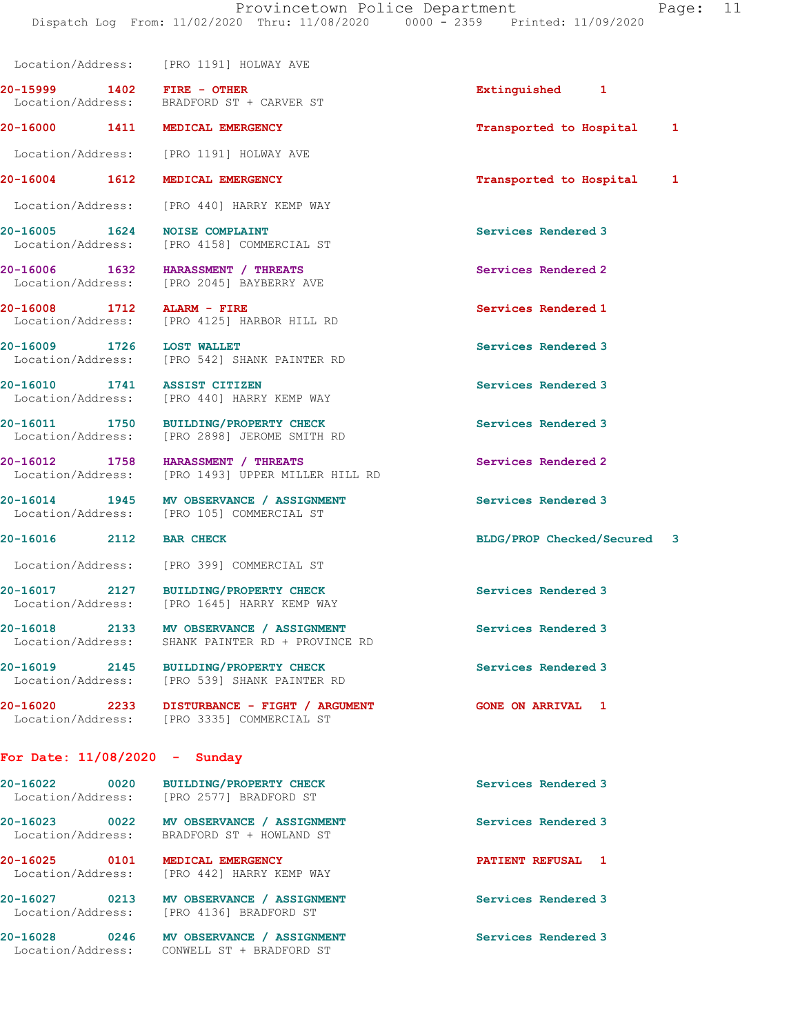Location/Address: [PRO 1191] HOLWAY AVE

**20-15999** 1402 **FIRE - OTHER** Extinguished 1
Location/Address: BRADFORD ST + CARVER ST

**20-16000** 1411 **MEDICAL EMERGENCY** Transported to Hospital 1
Location/Address: [PRO 1191] HOLWAY AVE

**20-16004** 1612 **MEDICAL EMERGENCY** Transported to Hospital 1
Location/Address: [PRO 440] HARRY KEMP WAY

**20-16005** 1624 **NOISE COMPLAINT** Services Rendered 3
Location/Address: [PRO 4158] COMMERCIAL ST

**20-16006** 1632 **HARASSMENT / THREATS** Services Rendered 2
Location/Address: [PRO 2045] BAYBERRY AVE

**20-16008** 1712 **ALARM - FIRE** Services Rendered 1
Location/Address: [PRO 4125] HARBOR HILL RD

**20-16009** 1726 **LOST WALLET** Services Rendered 3
Location/Address: [PRO 542] SHANK PAINTER RD

**20-16010** 1741 **ASSIST CITIZEN** Services Rendered 3
Location/Address: [PRO 440] HARRY KEMP WAY

**20-16011** 1750 **BUILDING/PROPERTY CHECK** Services Rendered 3
Location/Address: [PRO 2898] JEROME SMITH RD

**20-16012** 1758 **HARASSMENT / THREATS** Services Rendered 2
Location/Address: [PRO 1493] UPPER MILLER HILL RD

**20-16014** 1945 **MV OBSERVANCE / ASSIGNMENT** Services Rendered 3
Location/Address: [PRO 105] COMMERCIAL ST

**20-16016** 2112 **BAR CHECK** BLDG/PROP Checked/Secured 3
Location/Address: [PRO 399] COMMERCIAL ST

**20-16017** 2127 **BUILDING/PROPERTY CHECK** Services Rendered 3
Location/Address: [PRO 1645] HARRY KEMP WAY

**20-16018** 2133 **MV OBSERVANCE / ASSIGNMENT** Services Rendered 3
Location/Address: SHANK PAINTER RD + PROVINCE RD

**20-16019** 2145 **BUILDING/PROPERTY CHECK** Services Rendered 3
Location/Address: [PRO 539] SHANK PAINTER RD

**20-16020** 2233 **DISTURBANCE - FIGHT / ARGUMENT** GONE ON ARRIVAL 1
Location/Address: [PRO 3335] COMMERCIAL ST

## For Date: 11/08/2020 - Sunday

**20-16022** 0020 **BUILDING/PROPERTY CHECK** Services Rendered 3
Location/Address: [PRO 2577] BRADFORD ST

**20-16023** 0022 **MV OBSERVANCE / ASSIGNMENT** Services Rendered 3
Location/Address: BRADFORD ST + HOWLAND ST

**20-16025** 0101 **MEDICAL EMERGENCY** PATIENT REFUSAL 1
Location/Address: [PRO 442] HARRY KEMP WAY

**20-16027** 0213 **MV OBSERVANCE / ASSIGNMENT** Services Rendered 3
Location/Address: [PRO 4136] BRADFORD ST

**20-16028** 0246 **MV OBSERVANCE / ASSIGNMENT** Services Rendered 3
Location/Address: CONWELL ST + BRADFORD ST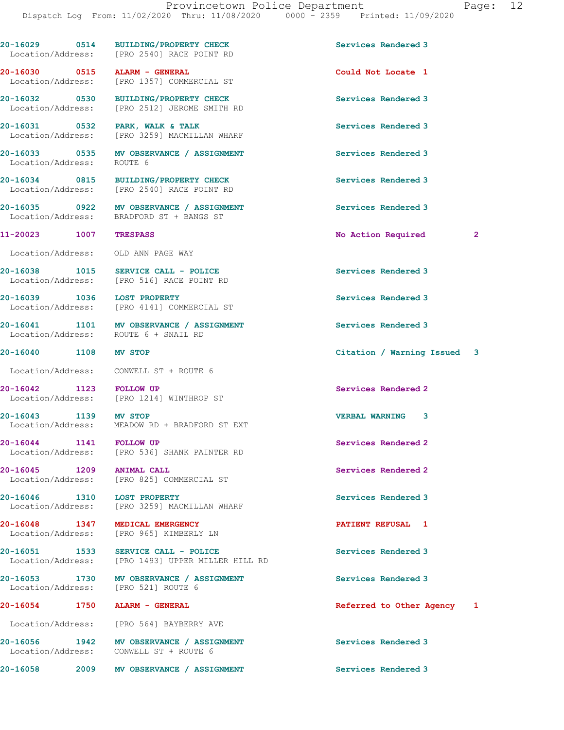20-16029 0514 BUILDING/PROPERTY CHECK Services Rendered 3
Location/Address: [PRO 2540] RACE POINT RD

20-16030 0515 ALARM - GENERAL Could Not Locate 1
Location/Address: [PRO 1357] COMMERCIAL ST

20-16032 0530 BUILDING/PROPERTY CHECK Services Rendered 3
Location/Address: [PRO 2512] JEROME SMITH RD

20-16031 0532 PARK, WALK & TALK Services Rendered 3
Location/Address: [PRO 3259] MACMILLAN WHARF

20-16033 0535 MV OBSERVANCE / ASSIGNMENT Services Rendered 3
Location/Address: ROUTE 6

20-16034 0815 BUILDING/PROPERTY CHECK Services Rendered 3
Location/Address: [PRO 2540] RACE POINT RD

20-16035 0922 MV OBSERVANCE / ASSIGNMENT Services Rendered 3
Location/Address: BRADFORD ST + BANGS ST

11-20023 1007 TRESPASS No Action Required 2
Location/Address: OLD ANN PAGE WAY

20-16038 1015 SERVICE CALL - POLICE Services Rendered 3
Location/Address: [PRO 516] RACE POINT RD

20-16039 1036 LOST PROPERTY Services Rendered 3
Location/Address: [PRO 4141] COMMERCIAL ST

20-16041 1101 MV OBSERVANCE / ASSIGNMENT Services Rendered 3
Location/Address: ROUTE 6 + SNAIL RD

20-16040 1108 MV STOP Citation / Warning Issued 3
Location/Address: CONWELL ST + ROUTE 6

20-16042 1123 FOLLOW UP Services Rendered 2
Location/Address: [PRO 1214] WINTHROP ST

20-16043 1139 MV STOP VERBAL WARNING 3
Location/Address: MEADOW RD + BRADFORD ST EXT

20-16044 1141 FOLLOW UP Services Rendered 2
Location/Address: [PRO 536] SHANK PAINTER RD

20-16045 1209 ANIMAL CALL Services Rendered 2
Location/Address: [PRO 825] COMMERCIAL ST

20-16046 1310 LOST PROPERTY Services Rendered 3
Location/Address: [PRO 3259] MACMILLAN WHARF

20-16048 1347 MEDICAL EMERGENCY PATIENT REFUSAL 1
Location/Address: [PRO 965] KIMBERLY LN

20-16051 1533 SERVICE CALL - POLICE Services Rendered 3
Location/Address: [PRO 1493] UPPER MILLER HILL RD

20-16053 1730 MV OBSERVANCE / ASSIGNMENT Services Rendered 3
Location/Address: [PRO 521] ROUTE 6

20-16054 1750 ALARM - GENERAL Referred to Other Agency 1
Location/Address: [PRO 564] BAYBERRY AVE

20-16056 1942 MV OBSERVANCE / ASSIGNMENT Services Rendered 3
Location/Address: CONWELL ST + ROUTE 6

20-16058 2009 MV OBSERVANCE / ASSIGNMENT Services Rendered 3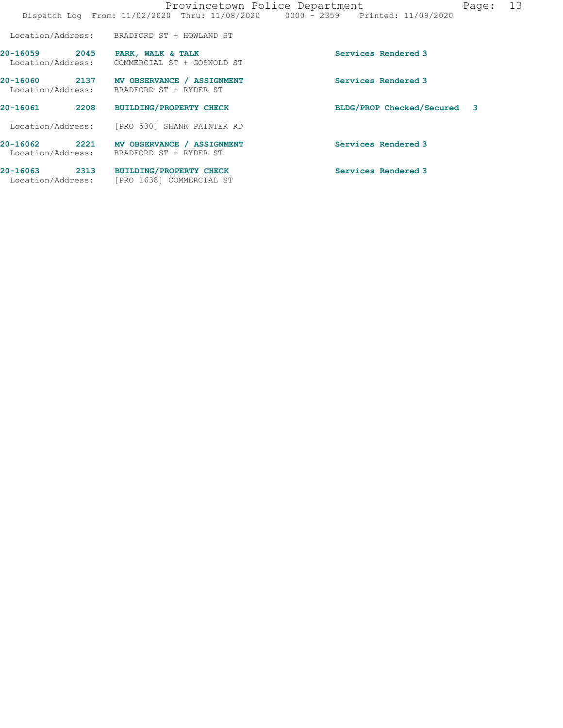Location/Address: BRADFORD ST + HOWLAND ST

**20-16059 2045 PARK, WALK & TALK** Services Rendered 3
Location/Address: COMMERCIAL ST + GOSNOLD ST

**20-16060 2137 MV OBSERVANCE / ASSIGNMENT** Services Rendered 3
Location/Address: BRADFORD ST + RYDER ST

**20-16061 2208 BUILDING/PROPERTY CHECK** BLDG/PROP Checked/Secured 3

Location/Address: [PRO 530] SHANK PAINTER RD

**20-16062 2221 MV OBSERVANCE / ASSIGNMENT** Services Rendered 3
Location/Address: BRADFORD ST + RYDER ST

**20-16063 2313 BUILDING/PROPERTY CHECK** Services Rendered 3
Location/Address: [PRO 1638] COMMERCIAL ST